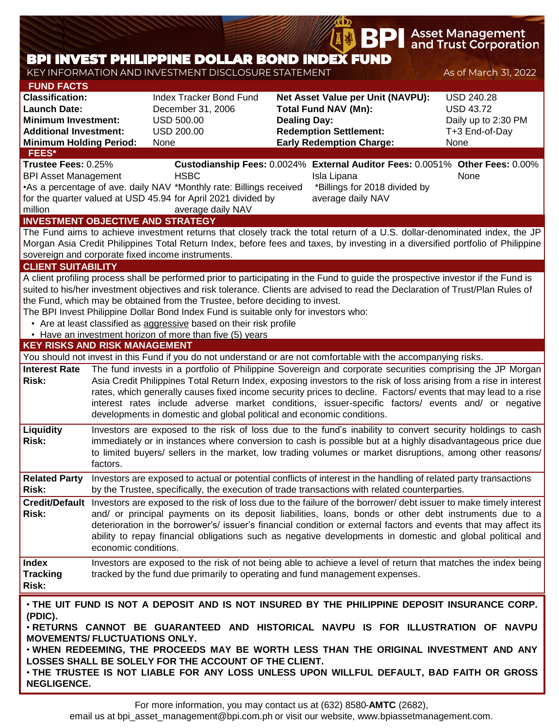# BPI INVEST PHILIPPINE DOLLAR BOND INDEX FUND

KEY INFORMATION AND INVESTMENT DISCLOSURE STATEMENT

As of March 31, 2022

## FUND FACTS

| | | | |
|---|---|---|---|
| **Classification:** | Index Tracker Bond Fund | **Net Asset Value per Unit (NAVPU):** | USD 240.28 |
| **Launch Date:** | December 31, 2006 | **Total Fund NAV (Mn):** | USD 43.72 |
| **Minimum Investment:** | USD 500.00 | **Dealing Day:** | Daily up to 2:30 PM |
| **Additional Investment:** | USD 200.00 | **Redemption Settlement:** | T+3 End-of-Day |
| **Minimum Holding Period:** | None | **Early Redemption Charge:** | None |

## FEES*

| **Trustee Fees:** 0.25% | **Custodianship Fees:** 0.0024% | **External Auditor Fees:** 0.0051% | **Other Fees:** 0.00% |
|---|---|---|---|
| BPI Asset Management | HSBC | Isla Lipana | None |
| •As a percentage of ave. daily NAV for the quarter valued at USD 45.94 million | *Monthly rate: Billings received for April 2021 divided by average daily NAV | *Billings for 2018 divided by average daily NAV | |

## INVESTMENT OBJECTIVE AND STRATEGY

The Fund aims to achieve investment returns that closely track the total return of a U.S. dollar-denominated index, the JP Morgan Asia Credit Philippines Total Return Index, before fees and taxes, by investing in a diversified portfolio of Philippine sovereign and corporate fixed income instruments.

## CLIENT SUITABILITY

A client profiling process shall be performed prior to participating in the Fund to guide the prospective investor if the Fund is suited to his/her investment objectives and risk tolerance. Clients are advised to read the Declaration of Trust/Plan Rules of the Fund, which may be obtained from the Trustee, before deciding to invest.

The BPI Invest Philippine Dollar Bond Index Fund is suitable only for investors who:

- Are at least classified as aggressive based on their risk profile
- Have an investment horizon of more than five (5) years

## KEY RISKS AND RISK MANAGEMENT

You should not invest in this Fund if you do not understand or are not comfortable with the accompanying risks.

| | |
|---|---|
| **Interest Rate Risk:** | The fund invests in a portfolio of Philippine Sovereign and corporate securities comprising the JP Morgan Asia Credit Philippines Total Return Index, exposing investors to the risk of loss arising from a rise in interest rates, which generally causes fixed income security prices to decline. Factors/ events that may lead to a rise interest rates include adverse market conditions, issuer-specific factors/ events and/ or negative developments in domestic and global political and economic conditions. |
| **Liquidity Risk:** | Investors are exposed to the risk of loss due to the fund's inability to convert security holdings to cash immediately or in instances where conversion to cash is possible but at a highly disadvantageous price due to limited buyers/ sellers in the market, low trading volumes or market disruptions, among other reasons/ factors. |
| **Related Party Risk:** | Investors are exposed to actual or potential conflicts of interest in the handling of related party transactions by the Trustee, specifically, the execution of trade transactions with related counterparties. |
| **Credit/Default Risk:** | Investors are exposed to the risk of loss due to the failure of the borrower/ debt issuer to make timely interest and/ or principal payments on its deposit liabilities, loans, bonds or other debt instruments due to a deterioration in the borrower's/ issuer's financial condition or external factors and events that may affect its ability to repay financial obligations such as negative developments in domestic and global political and economic conditions. |
| **Index Tracking Risk:** | Investors are exposed to the risk of not being able to achieve a level of return that matches the index being tracked by the fund due primarily to operating and fund management expenses. |

- **THE UIT FUND IS NOT A DEPOSIT AND IS NOT INSURED BY THE PHILIPPINE DEPOSIT INSURANCE CORP. (PDIC).**
- **RETURNS CANNOT BE GUARANTEED AND HISTORICAL NAVPU IS FOR ILLUSTRATION OF NAVPU MOVEMENTS/ FLUCTUATIONS ONLY.**
- **WHEN REDEEMING, THE PROCEEDS MAY BE WORTH LESS THAN THE ORIGINAL INVESTMENT AND ANY LOSSES SHALL BE SOLELY FOR THE ACCOUNT OF THE CLIENT.**
- **THE TRUSTEE IS NOT LIABLE FOR ANY LOSS UNLESS UPON WILLFUL DEFAULT, BAD FAITH OR GROSS NEGLIGENCE.**

For more information, you may contact us at (632) 8580-**AMTC** (2682), email us at bpi_asset_management@bpi.com.ph or visit our website, www.bpiassetmanagement.com.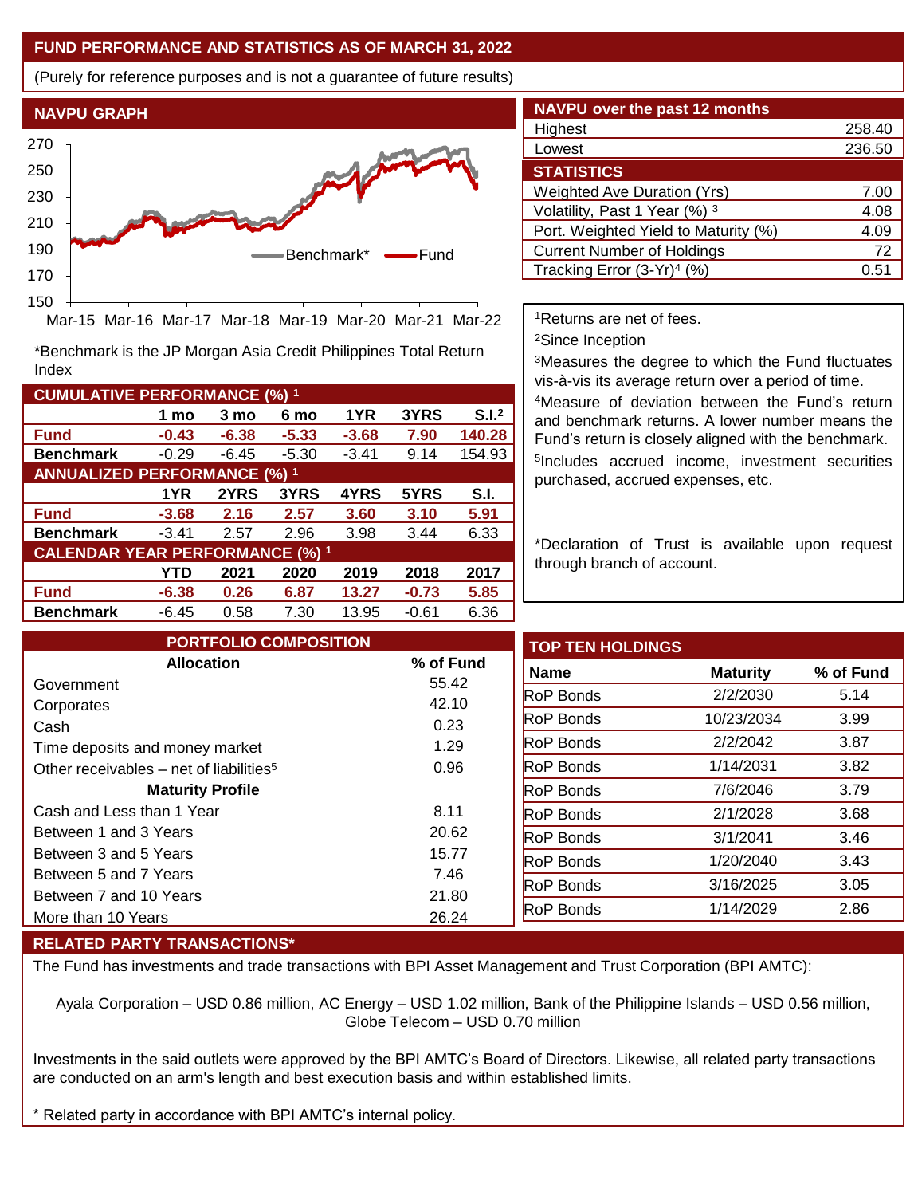## FUND PERFORMANCE AND STATISTICS AS OF MARCH 31, 2022

(Purely for reference purposes and is not a guarantee of future results)

### NAVPU GRAPH

*Benchmark is the JP Morgan Asia Credit Philippines Total Return Index

| CUMULATIVE PERFORMANCE (%) [1] | | | | | | |
|---|---|---|---|---|---|---|
| | 1 mo | 3 mo | 6 mo | 1YR | 3YRS | S.I.[2] |
| **Fund** | **-0.43** | **-6.38** | **-5.33** | **-3.68** | **7.90** | **140.28** |
| **Benchmark** | -0.29 | -6.45 | -5.30 | -3.41 | 9.14 | 154.93 |

| ANNUALIZED PERFORMANCE (%) [1] | | | | | | |
|---|---|---|---|---|---|---|
| | 1YR | 2YRS | 3YRS | 4YRS | 5YRS | S.I. |
| **Fund** | **-3.68** | **2.16** | **2.57** | **3.60** | **3.10** | **5.91** |
| **Benchmark** | -3.41 | 2.57 | 2.96 | 3.98 | 3.44 | 6.33 |

| CALENDAR YEAR PERFORMANCE (%) [1] | | | | | | |
|---|---|---|---|---|---|---|
| | YTD | 2021 | 2020 | 2019 | 2018 | 2017 |
| **Fund** | **-6.38** | **0.26** | **6.87** | **13.27** | **-0.73** | **5.85** |
| **Benchmark** | -6.45 | 0.58 | 7.30 | 13.95 | -0.61 | 6.36 |

| NAVPU over the past 12 months | |
|---|---|
| Highest | 258.40 |
| Lowest | 236.50 |

| STATISTICS | |
|---|---|
| Weighted Ave Duration (Yrs) | 7.00 |
| Volatility, Past 1 Year (%) [3] | 4.08 |
| Port. Weighted Yield to Maturity (%) | 4.09 |
| Current Number of Holdings | 72 |
| Tracking Error (3-Yr)[4] (%) | 0.51 |

[1]Returns are net of fees.

[2]Since Inception

[3]Measures the degree to which the Fund fluctuates vis-à-vis its average return over a period of time.

[4]Measure of deviation between the Fund's return and benchmark returns. A lower number means the Fund's return is closely aligned with the benchmark.

[5]Includes accrued income, investment securities purchased, accrued expenses, etc.

*Declaration of Trust is available upon request through branch of account.

### PORTFOLIO COMPOSITION

| Allocation | % of Fund |
|---|---|
| Government | 55.42 |
| Corporates | 42.10 |
| Cash | 0.23 |
| Time deposits and money market | 1.29 |
| Other receivables – net of liabilities[5] | 0.96 |
| **Maturity Profile** | |
| Cash and Less than 1 Year | 8.11 |
| Between 1 and 3 Years | 20.62 |
| Between 3 and 5 Years | 15.77 |
| Between 5 and 7 Years | 7.46 |
| Between 7 and 10 Years | 21.80 |
| More than 10 Years | 26.24 |

### TOP TEN HOLDINGS

| Name | Maturity | % of Fund |
|---|---|---|
| RoP Bonds | 2/2/2030 | 5.14 |
| RoP Bonds | 10/23/2034 | 3.99 |
| RoP Bonds | 2/2/2042 | 3.87 |
| RoP Bonds | 1/14/2031 | 3.82 |
| RoP Bonds | 7/6/2046 | 3.79 |
| RoP Bonds | 2/1/2028 | 3.68 |
| RoP Bonds | 3/1/2041 | 3.46 |
| RoP Bonds | 1/20/2040 | 3.43 |
| RoP Bonds | 3/16/2025 | 3.05 |
| RoP Bonds | 1/14/2029 | 2.86 |

### RELATED PARTY TRANSACTIONS*

The Fund has investments and trade transactions with BPI Asset Management and Trust Corporation (BPI AMTC):

Ayala Corporation – USD 0.86 million, AC Energy – USD 1.02 million, Bank of the Philippine Islands – USD 0.56 million, Globe Telecom – USD 0.70 million

Investments in the said outlets were approved by the BPI AMTC's Board of Directors. Likewise, all related party transactions are conducted on an arm's length and best execution basis and within established limits.

* Related party in accordance with BPI AMTC's internal policy.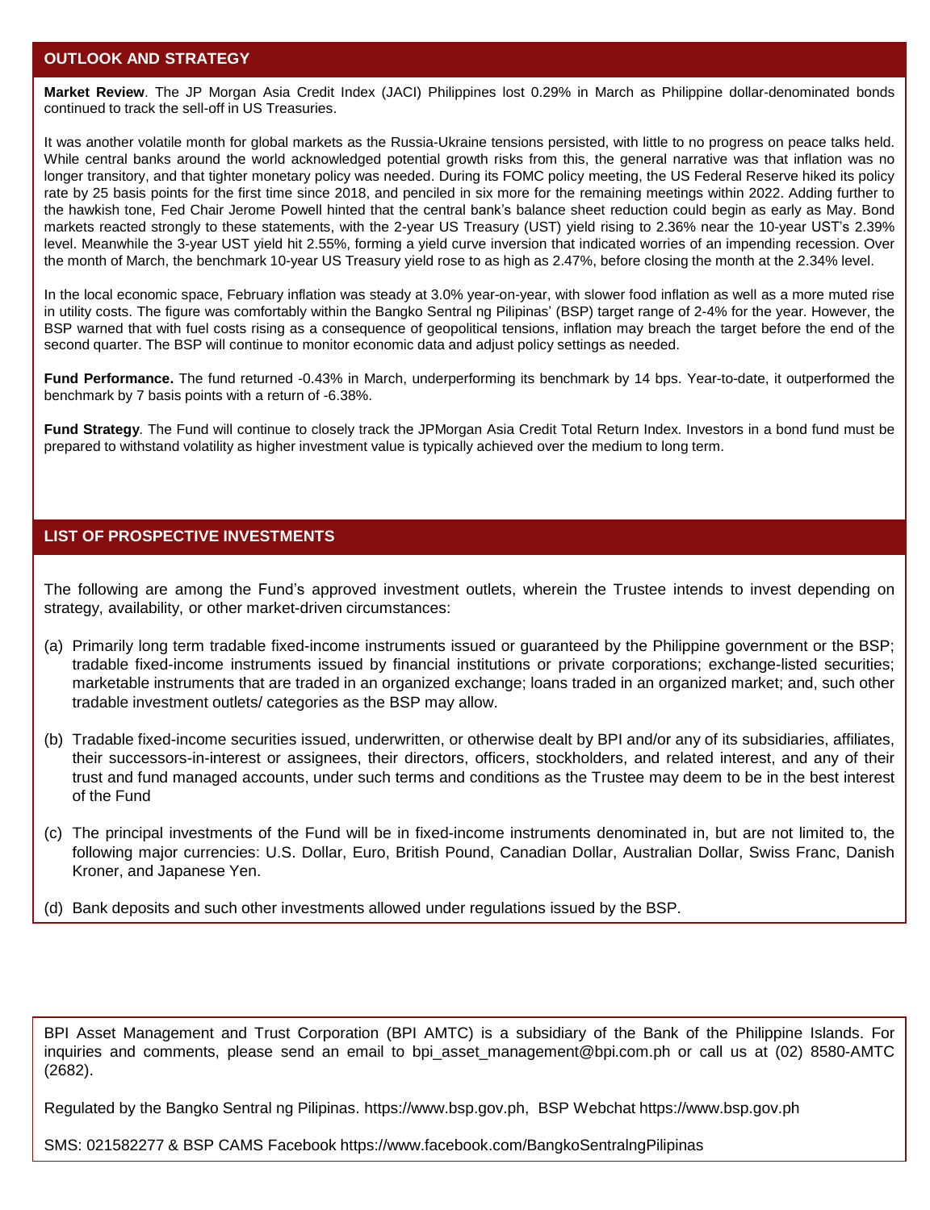## OUTLOOK AND STRATEGY

**Market Review**. The JP Morgan Asia Credit Index (JACI) Philippines lost 0.29% in March as Philippine dollar-denominated bonds continued to track the sell-off in US Treasuries.

It was another volatile month for global markets as the Russia-Ukraine tensions persisted, with little to no progress on peace talks held. While central banks around the world acknowledged potential growth risks from this, the general narrative was that inflation was no longer transitory, and that tighter monetary policy was needed. During its FOMC policy meeting, the US Federal Reserve hiked its policy rate by 25 basis points for the first time since 2018, and penciled in six more for the remaining meetings within 2022. Adding further to the hawkish tone, Fed Chair Jerome Powell hinted that the central bank's balance sheet reduction could begin as early as May. Bond markets reacted strongly to these statements, with the 2-year US Treasury (UST) yield rising to 2.36% near the 10-year UST's 2.39% level. Meanwhile the 3-year UST yield hit 2.55%, forming a yield curve inversion that indicated worries of an impending recession. Over the month of March, the benchmark 10-year US Treasury yield rose to as high as 2.47%, before closing the month at the 2.34% level.

In the local economic space, February inflation was steady at 3.0% year-on-year, with slower food inflation as well as a more muted rise in utility costs. The figure was comfortably within the Bangko Sentral ng Pilipinas' (BSP) target range of 2-4% for the year. However, the BSP warned that with fuel costs rising as a consequence of geopolitical tensions, inflation may breach the target before the end of the second quarter. The BSP will continue to monitor economic data and adjust policy settings as needed.

**Fund Performance.** The fund returned -0.43% in March, underperforming its benchmark by 14 bps. Year-to-date, it outperformed the benchmark by 7 basis points with a return of -6.38%.

**Fund Strategy**. The Fund will continue to closely track the JPMorgan Asia Credit Total Return Index. Investors in a bond fund must be prepared to withstand volatility as higher investment value is typically achieved over the medium to long term.

## LIST OF PROSPECTIVE INVESTMENTS

The following are among the Fund's approved investment outlets, wherein the Trustee intends to invest depending on strategy, availability, or other market-driven circumstances:

(a) Primarily long term tradable fixed-income instruments issued or guaranteed by the Philippine government or the BSP; tradable fixed-income instruments issued by financial institutions or private corporations; exchange-listed securities; marketable instruments that are traded in an organized exchange; loans traded in an organized market; and, such other tradable investment outlets/ categories as the BSP may allow.

(b) Tradable fixed-income securities issued, underwritten, or otherwise dealt by BPI and/or any of its subsidiaries, affiliates, their successors-in-interest or assignees, their directors, officers, stockholders, and related interest, and any of their trust and fund managed accounts, under such terms and conditions as the Trustee may deem to be in the best interest of the Fund

(c) The principal investments of the Fund will be in fixed-income instruments denominated in, but are not limited to, the following major currencies: U.S. Dollar, Euro, British Pound, Canadian Dollar, Australian Dollar, Swiss Franc, Danish Kroner, and Japanese Yen.

(d) Bank deposits and such other investments allowed under regulations issued by the BSP.

BPI Asset Management and Trust Corporation (BPI AMTC) is a subsidiary of the Bank of the Philippine Islands. For inquiries and comments, please send an email to bpi_asset_management@bpi.com.ph or call us at (02) 8580-AMTC (2682).

Regulated by the Bangko Sentral ng Pilipinas. https://www.bsp.gov.ph, BSP Webchat https://www.bsp.gov.ph

SMS: 021582277 & BSP CAMS Facebook https://www.facebook.com/BangkoSentralngPilipinas